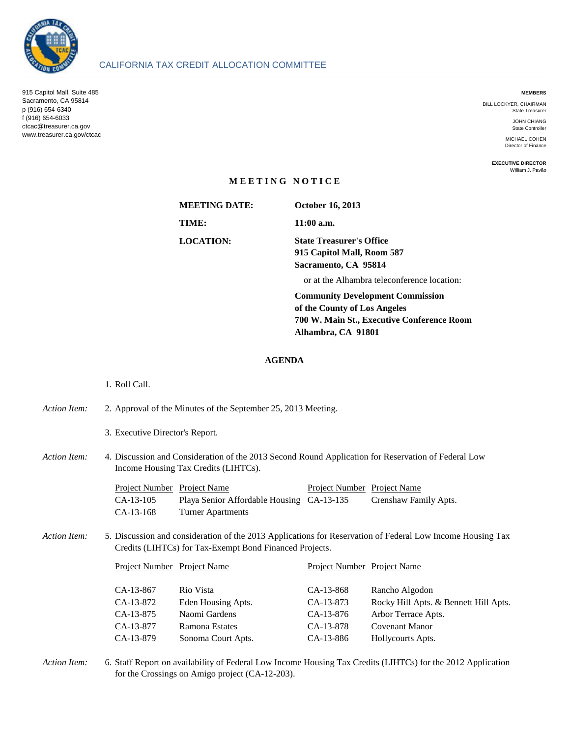# CALIFORNIA TAX CREDIT ALLOCATION COMMITTEE

915 Capitol Mall, Suite 485
Sacramento, CA 95814
p (916) 654-6340
f (916) 654-6033
ctcac@treasurer.ca.gov
www.treasurer.ca.gov/ctcac

**MEMBERS**

BILL LOCKYER, CHAIRMAN
State Treasurer

JOHN CHIANG
State Controller

MICHAEL COHEN
Director of Finance

**EXECUTIVE DIRECTOR**
William J. Pavão

## MEETING NOTICE

**MEETING DATE:** **October 16, 2013**

**TIME:** **11:00 a.m.**

**LOCATION:** **State Treasurer's Office**
**915 Capitol Mall, Room 587**
**Sacramento, CA 95814**

or at the Alhambra teleconference location:

**Community Development Commission**
**of the County of Los Angeles**
**700 W. Main St., Executive Conference Room**
**Alhambra, CA 91801**

## AGENDA

1. Roll Call.

*Action Item:* 2. Approval of the Minutes of the September 25, 2013 Meeting.

3. Executive Director's Report.

*Action Item:* 4. Discussion and Consideration of the 2013 Second Round Application for Reservation of Federal Low Income Housing Tax Credits (LIHTCs).

| Project Number | Project Name | Project Number | Project Name |
|---|---|---|---|
| CA-13-105 | Playa Senior Affordable Housing | CA-13-135 | Crenshaw Family Apts. |
| CA-13-168 | Turner Apartments | | |

*Action Item:* 5. Discussion and consideration of the 2013 Applications for Reservation of Federal Low Income Housing Tax Credits (LIHTCs) for Tax-Exempt Bond Financed Projects.

| Project Number | Project Name | Project Number | Project Name |
|---|---|---|---|
| CA-13-867 | Rio Vista | CA-13-868 | Rancho Algodon |
| CA-13-872 | Eden Housing Apts. | CA-13-873 | Rocky Hill Apts. & Bennett Hill Apts. |
| CA-13-875 | Naomi Gardens | CA-13-876 | Arbor Terrace Apts. |
| CA-13-877 | Ramona Estates | CA-13-878 | Covenant Manor |
| CA-13-879 | Sonoma Court Apts. | CA-13-886 | Hollycourts Apts. |

*Action Item:* 6. Staff Report on availability of Federal Low Income Housing Tax Credits (LIHTCs) for the 2012 Application for the Crossings on Amigo project (CA-12-203).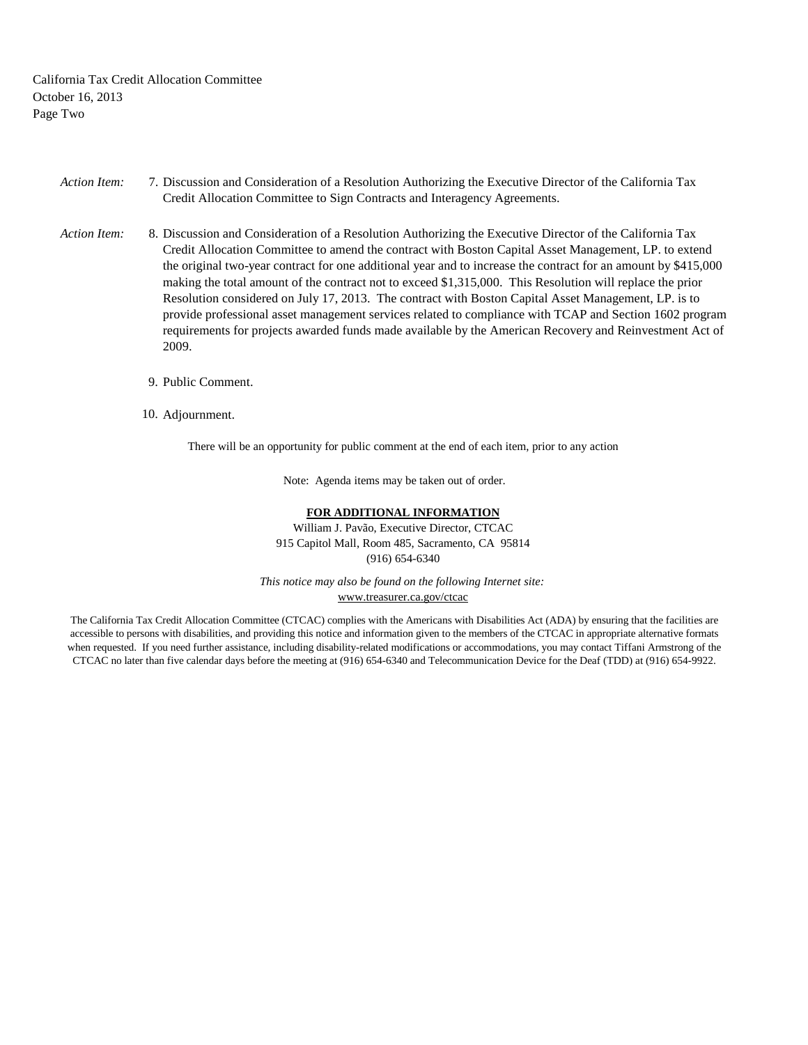*Action Item:* 7. Discussion and Consideration of a Resolution Authorizing the Executive Director of the California Tax Credit Allocation Committee to Sign Contracts and Interagency Agreements.

*Action Item:* 8. Discussion and Consideration of a Resolution Authorizing the Executive Director of the California Tax Credit Allocation Committee to amend the contract with Boston Capital Asset Management, LP. to extend the original two-year contract for one additional year and to increase the contract for an amount by $415,000 making the total amount of the contract not to exceed $1,315,000. This Resolution will replace the prior Resolution considered on July 17, 2013. The contract with Boston Capital Asset Management, LP. is to provide professional asset management services related to compliance with TCAP and Section 1602 program requirements for projects awarded funds made available by the American Recovery and Reinvestment Act of 2009.

9. Public Comment.

10. Adjournment.

There will be an opportunity for public comment at the end of each item, prior to any action

Note: Agenda items may be taken out of order.

**FOR ADDITIONAL INFORMATION**

William J. Pavão, Executive Director, CTCAC
915 Capitol Mall, Room 485, Sacramento, CA 95814
(916) 654-6340

*This notice may also be found on the following Internet site:*
www.treasurer.ca.gov/ctcac

The California Tax Credit Allocation Committee (CTCAC) complies with the Americans with Disabilities Act (ADA) by ensuring that the facilities are accessible to persons with disabilities, and providing this notice and information given to the members of the CTCAC in appropriate alternative formats when requested. If you need further assistance, including disability-related modifications or accommodations, you may contact Tiffani Armstrong of the CTCAC no later than five calendar days before the meeting at (916) 654-6340 and Telecommunication Device for the Deaf (TDD) at (916) 654-9922.